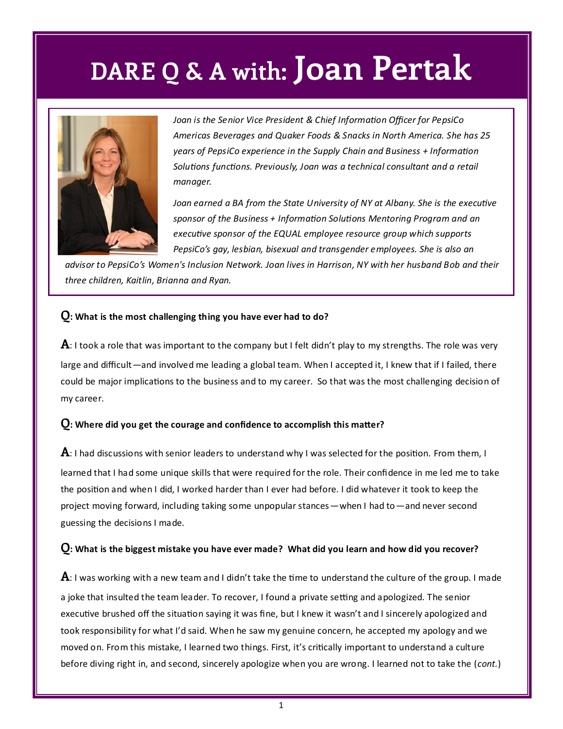# DARE Q & A with: Joan Pertak

*Joan is the Senior Vice President & Chief Information Officer for PepsiCo Americas Beverages and Quaker Foods & Snacks in North America. She has 25 years of PepsiCo experience in the Supply Chain and Business + Information Solutions functions. Previously, Joan was a technical consultant and a retail manager.*

*Joan earned a BA from the State University of NY at Albany. She is the executive sponsor of the Business + Information Solutions Mentoring Program and an executive sponsor of the EQUAL employee resource group which supports PepsiCo's gay, lesbian, bisexual and transgender employees. She is also an advisor to PepsiCo's Women's Inclusion Network. Joan lives in Harrison, NY with her husband Bob and their three children, Kaitlin, Brianna and Ryan.*

**Q: What is the most challenging thing you have ever had to do?**

**A**: I took a role that was important to the company but I felt didn't play to my strengths. The role was very large and difficult—and involved me leading a global team. When I accepted it, I knew that if I failed, there could be major implications to the business and to my career. So that was the most challenging decision of my career.

**Q: Where did you get the courage and confidence to accomplish this matter?**

**A**: I had discussions with senior leaders to understand why I was selected for the position. From them, I learned that I had some unique skills that were required for the role. Their confidence in me led me to take the position and when I did, I worked harder than I ever had before. I did whatever it took to keep the project moving forward, including taking some unpopular stances—when I had to—and never second guessing the decisions I made.

**Q: What is the biggest mistake you have ever made? What did you learn and how did you recover?**

**A**: I was working with a new team and I didn't take the time to understand the culture of the group. I made a joke that insulted the team leader. To recover, I found a private setting and apologized. The senior executive brushed off the situation saying it was fine, but I knew it wasn't and I sincerely apologized and took responsibility for what I'd said. When he saw my genuine concern, he accepted my apology and we moved on. From this mistake, I learned two things. First, it's critically important to understand a culture before diving right in, and second, sincerely apologize when you are wrong. I learned not to take the (*cont.*)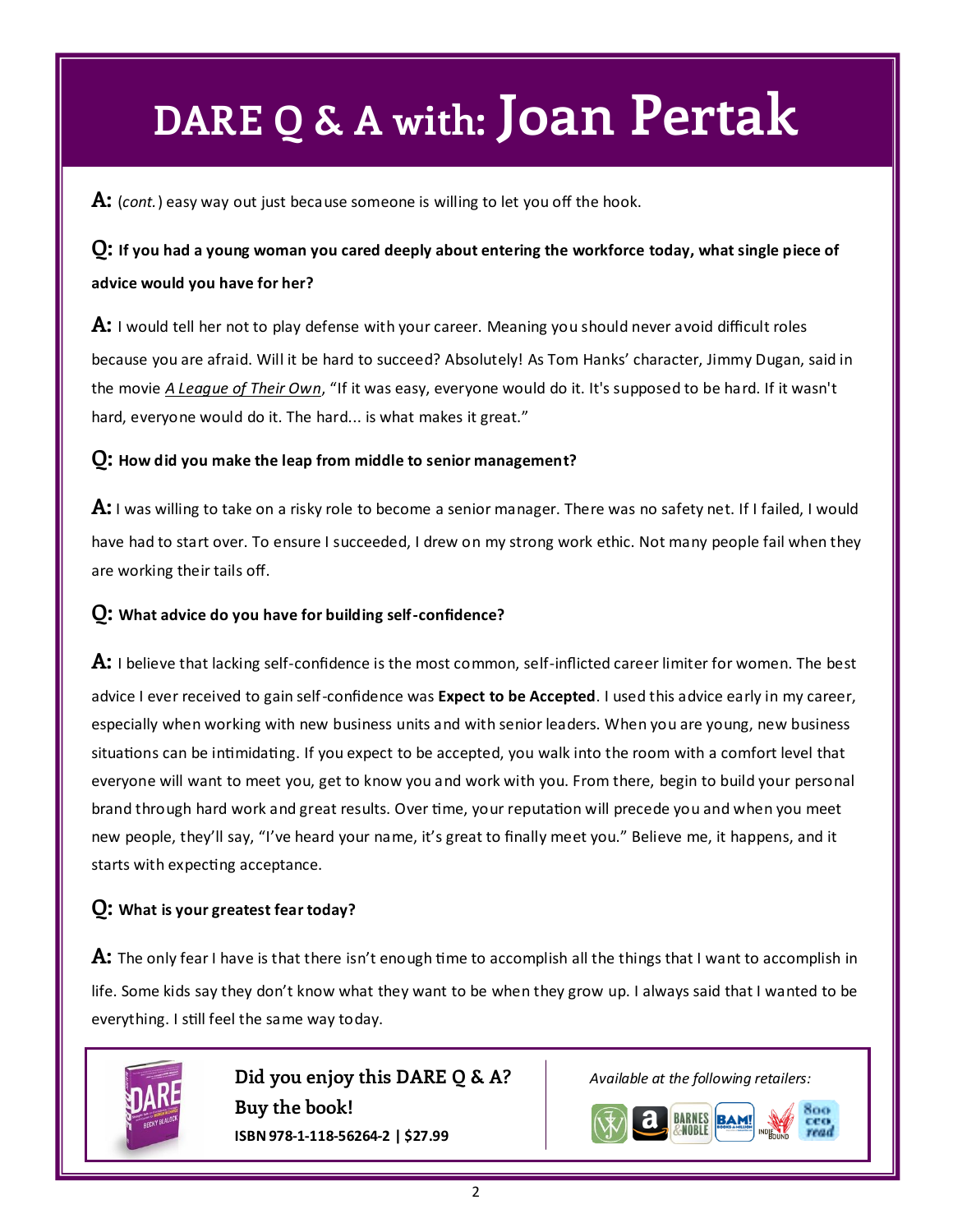# DARE Q & A with: Joan Pertak

**A:** (*cont.*) easy way out just because someone is willing to let you off the hook.

**Q: If you had a young woman you cared deeply about entering the workforce today, what single piece of advice would you have for her?**

**A:** I would tell her not to play defense with your career. Meaning you should never avoid difficult roles because you are afraid. Will it be hard to succeed? Absolutely! As Tom Hanks' character, Jimmy Dugan, said in the movie *A League of Their Own*, "If it was easy, everyone would do it. It's supposed to be hard. If it wasn't hard, everyone would do it. The hard... is what makes it great."

**Q: How did you make the leap from middle to senior management?**

**A:** I was willing to take on a risky role to become a senior manager. There was no safety net. If I failed, I would have had to start over. To ensure I succeeded, I drew on my strong work ethic. Not many people fail when they are working their tails off.

**Q: What advice do you have for building self-confidence?**

**A:** I believe that lacking self-confidence is the most common, self-inflicted career limiter for women. The best advice I ever received to gain self-confidence was **Expect to be Accepted**. I used this advice early in my career, especially when working with new business units and with senior leaders. When you are young, new business situations can be intimidating. If you expect to be accepted, you walk into the room with a comfort level that everyone will want to meet you, get to know you and work with you. From there, begin to build your personal brand through hard work and great results. Over time, your reputation will precede you and when you meet new people, they'll say, "I've heard your name, it's great to finally meet you." Believe me, it happens, and it starts with expecting acceptance.

**Q: What is your greatest fear today?**

**A:** The only fear I have is that there isn't enough time to accomplish all the things that I want to accomplish in life. Some kids say they don't know what they want to be when they grow up. I always said that I wanted to be everything. I still feel the same way today.

**Did you enjoy this DARE Q & A? Buy the book!**

**ISBN 978-1-118-56264-2 | $27.99**

*Available at the following retailers:*